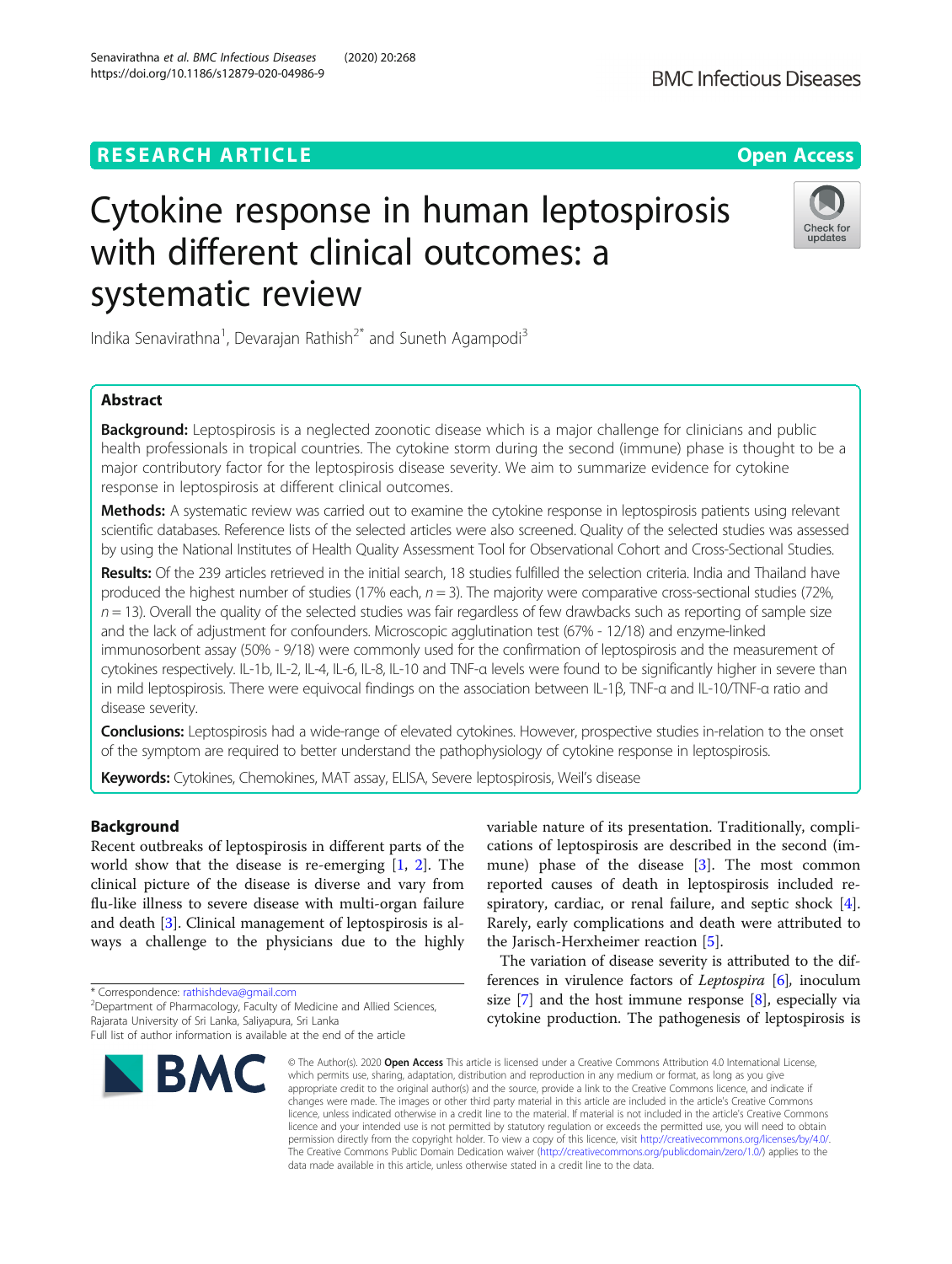**RESEARCH ARTICLE** **Open Access**

# Cytokine response in human leptospirosis with different clinical outcomes: a systematic review

Indika Senavirathna[1], Devarajan Rathish[2*] and Suneth Agampodi[3]

## Abstract

**Background:** Leptospirosis is a neglected zoonotic disease which is a major challenge for clinicians and public health professionals in tropical countries. The cytokine storm during the second (immune) phase is thought to be a major contributory factor for the leptospirosis disease severity. We aim to summarize evidence for cytokine response in leptospirosis at different clinical outcomes.

**Methods:** A systematic review was carried out to examine the cytokine response in leptospirosis patients using relevant scientific databases. Reference lists of the selected articles were also screened. Quality of the selected studies was assessed by using the National Institutes of Health Quality Assessment Tool for Observational Cohort and Cross-Sectional Studies.

**Results:** Of the 239 articles retrieved in the initial search, 18 studies fulfilled the selection criteria. India and Thailand have produced the highest number of studies (17% each, $n = 3$). The majority were comparative cross-sectional studies (72%, $n = 13$). Overall the quality of the selected studies was fair regardless of few drawbacks such as reporting of sample size and the lack of adjustment for confounders. Microscopic agglutination test (67% - 12/18) and enzyme-linked immunosorbent assay (50% - 9/18) were commonly used for the confirmation of leptospirosis and the measurement of cytokines respectively. IL-1b, IL-2, IL-4, IL-6, IL-8, IL-10 and TNF-α levels were found to be significantly higher in severe than in mild leptospirosis. There were equivocal findings on the association between IL-1β, TNF-α and IL-10/TNF-α ratio and disease severity.

**Conclusions:** Leptospirosis had a wide-range of elevated cytokines. However, prospective studies in-relation to the onset of the symptom are required to better understand the pathophysiology of cytokine response in leptospirosis.

**Keywords:** Cytokines, Chemokines, MAT assay, ELISA, Severe leptospirosis, Weil's disease

## Background

Recent outbreaks of leptospirosis in different parts of the world show that the disease is re-emerging [1, 2]. The clinical picture of the disease is diverse and vary from flu-like illness to severe disease with multi-organ failure and death [3]. Clinical management of leptospirosis is always a challenge to the physicians due to the highly variable nature of its presentation. Traditionally, complications of leptospirosis are described in the second (immune) phase of the disease [3]. The most common reported causes of death in leptospirosis included respiratory, cardiac, or renal failure, and septic shock [4]. Rarely, early complications and death were attributed to the Jarisch-Herxheimer reaction [5].

The variation of disease severity is attributed to the differences in virulence factors of *Leptospira* [6], inoculum size [7] and the host immune response [8], especially via cytokine production. The pathogenesis of leptospirosis is

\* Correspondence: rathishdeva@gmail.com
[2]Department of Pharmacology, Faculty of Medicine and Allied Sciences, Rajarata University of Sri Lanka, Saliyapura, Sri Lanka
Full list of author information is available at the end of the article

© The Author(s). 2020 **Open Access** This article is licensed under a Creative Commons Attribution 4.0 International License, which permits use, sharing, adaptation, distribution and reproduction in any medium or format, as long as you give appropriate credit to the original author(s) and the source, provide a link to the Creative Commons licence, and indicate if changes were made. The images or other third party material in this article are included in the article's Creative Commons licence, unless indicated otherwise in a credit line to the material. If material is not included in the article's Creative Commons licence and your intended use is not permitted by statutory regulation or exceeds the permitted use, you will need to obtain permission directly from the copyright holder. To view a copy of this licence, visit http://creativecommons.org/licenses/by/4.0/. The Creative Commons Public Domain Dedication waiver (http://creativecommons.org/publicdomain/zero/1.0/) applies to the data made available in this article, unless otherwise stated in a credit line to the data.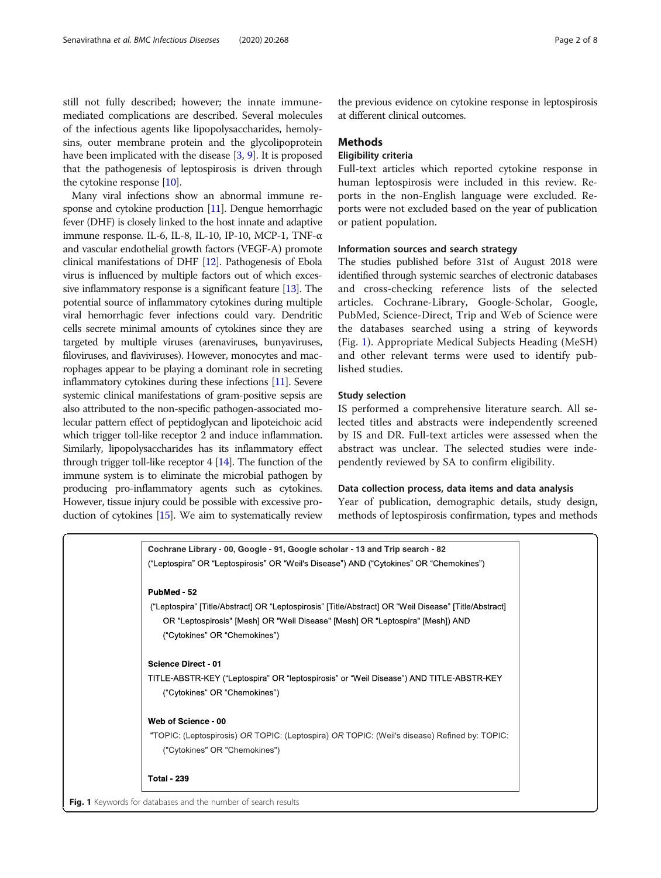still not fully described; however; the innate immune-mediated complications are described. Several molecules of the infectious agents like lipopolysaccharides, hemolysins, outer membrane protein and the glycolipoprotein have been implicated with the disease [3, 9]. It is proposed that the pathogenesis of leptospirosis is driven through the cytokine response [10].

Many viral infections show an abnormal immune response and cytokine production [11]. Dengue hemorrhagic fever (DHF) is closely linked to the host innate and adaptive immune response. IL-6, IL-8, IL-10, IP-10, MCP-1, TNF-α and vascular endothelial growth factors (VEGF-A) promote clinical manifestations of DHF [12]. Pathogenesis of Ebola virus is influenced by multiple factors out of which excessive inflammatory response is a significant feature [13]. The potential source of inflammatory cytokines during multiple viral hemorrhagic fever infections could vary. Dendritic cells secrete minimal amounts of cytokines since they are targeted by multiple viruses (arenaviruses, bunyaviruses, filoviruses, and flaviviruses). However, monocytes and macrophages appear to be playing a dominant role in secreting inflammatory cytokines during these infections [11]. Severe systemic clinical manifestations of gram-positive sepsis are also attributed to the non-specific pathogen-associated molecular pattern effect of peptidoglycan and lipoteichoic acid which trigger toll-like receptor 2 and induce inflammation. Similarly, lipopolysaccharides has its inflammatory effect through trigger toll-like receptor 4 [14]. The function of the immune system is to eliminate the microbial pathogen by producing pro-inflammatory agents such as cytokines. However, tissue injury could be possible with excessive production of cytokines [15]. We aim to systematically review the previous evidence on cytokine response in leptospirosis at different clinical outcomes.

## Methods

### Eligibility criteria

Full-text articles which reported cytokine response in human leptospirosis were included in this review. Reports in the non-English language were excluded. Reports were not excluded based on the year of publication or patient population.

### Information sources and search strategy

The studies published before 31st of August 2018 were identified through systemic searches of electronic databases and cross-checking reference lists of the selected articles. Cochrane-Library, Google-Scholar, Google, PubMed, Science-Direct, Trip and Web of Science were the databases searched using a string of keywords (Fig. 1). Appropriate Medical Subjects Heading (MeSH) and other relevant terms were used to identify published studies.

### Study selection

IS performed a comprehensive literature search. All selected titles and abstracts were independently screened by IS and DR. Full-text articles were assessed when the abstract was unclear. The selected studies were independently reviewed by SA to confirm eligibility.

### Data collection process, data items and data analysis

Year of publication, demographic details, study design, methods of leptospirosis confirmation, types and methods

**Cochrane Library - 00, Google - 91, Google scholar - 13 and Trip search - 82**

("Leptospira" OR "Leptospirosis" OR "Weil's Disease") AND ("Cytokines" OR "Chemokines")

**PubMed - 52**

("Leptospira" [Title/Abstract] OR "Leptospirosis" [Title/Abstract] OR "Weil Disease" [Title/Abstract] OR "Leptospirosis" [Mesh] OR "Weil Disease" [Mesh] OR "Leptospira" [Mesh]) AND ("Cytokines" OR "Chemokines")

**Science Direct - 01**

TITLE-ABSTR-KEY ("Leptospira" OR "leptospirosis" or "Weil Disease") AND TITLE-ABSTR-KEY ("Cytokines" OR "Chemokines")

**Web of Science - 00**

"TOPIC: (Leptospirosis) *OR* TOPIC: (Leptospira) *OR* TOPIC: (Weil's disease) Refined by: TOPIC: ("Cytokines" OR "Chemokines")

**Total - 239**

**Fig. 1** Keywords for databases and the number of search results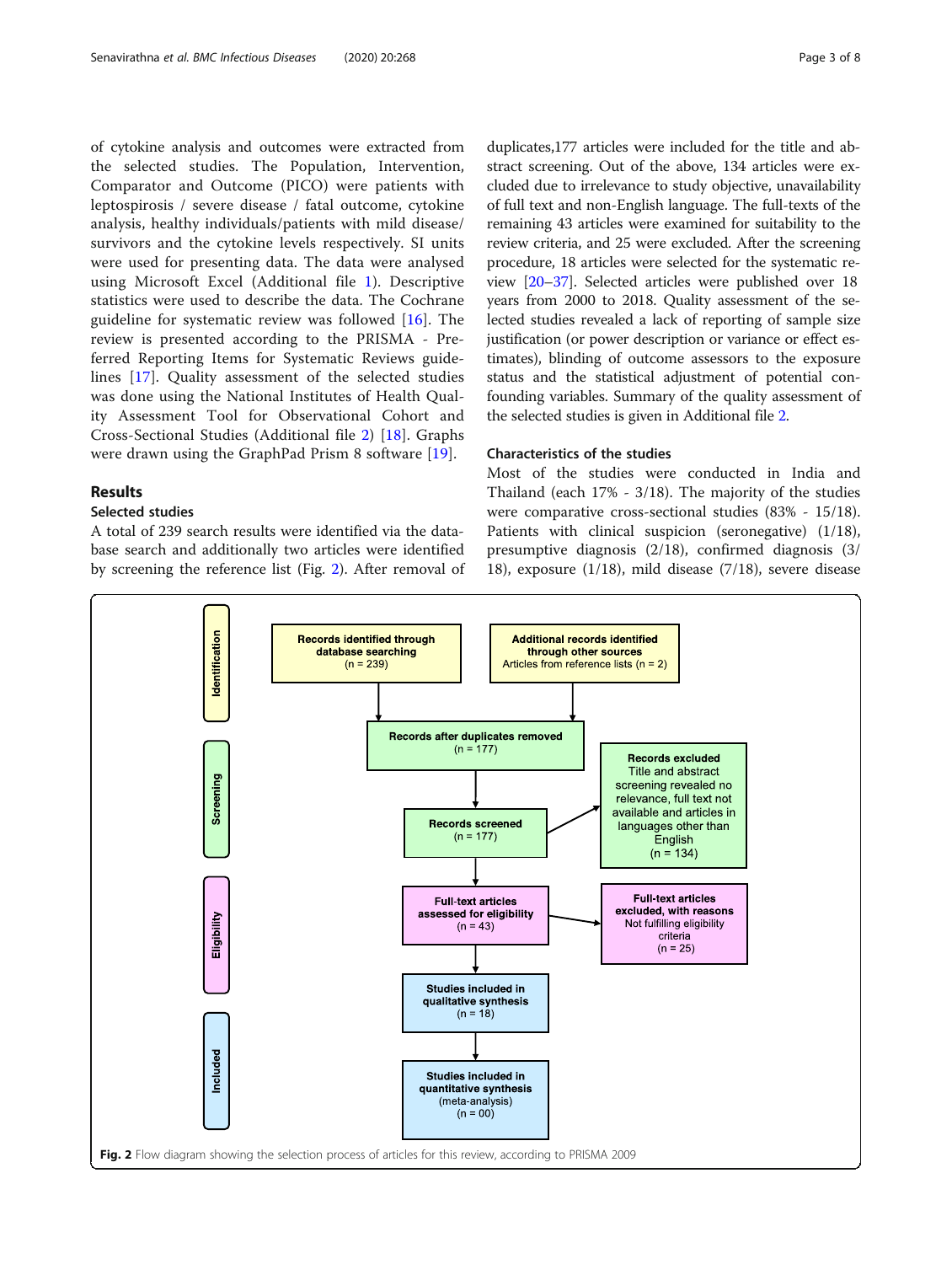of cytokine analysis and outcomes were extracted from the selected studies. The Population, Intervention, Comparator and Outcome (PICO) were patients with leptospirosis / severe disease / fatal outcome, cytokine analysis, healthy individuals/patients with mild disease/ survivors and the cytokine levels respectively. SI units were used for presenting data. The data were analysed using Microsoft Excel (Additional file 1). Descriptive statistics were used to describe the data. The Cochrane guideline for systematic review was followed [16]. The review is presented according to the PRISMA - Preferred Reporting Items for Systematic Reviews guidelines [17]. Quality assessment of the selected studies was done using the National Institutes of Health Quality Assessment Tool for Observational Cohort and Cross-Sectional Studies (Additional file 2) [18]. Graphs were drawn using the GraphPad Prism 8 software [19].

## Results

### Selected studies

A total of 239 search results were identified via the database search and additionally two articles were identified by screening the reference list (Fig. 2). After removal of duplicates,177 articles were included for the title and abstract screening. Out of the above, 134 articles were excluded due to irrelevance to study objective, unavailability of full text and non-English language. The full-texts of the remaining 43 articles were examined for suitability to the review criteria, and 25 were excluded. After the screening procedure, 18 articles were selected for the systematic review [20–37]. Selected articles were published over 18 years from 2000 to 2018. Quality assessment of the selected studies revealed a lack of reporting of sample size justification (or power description or variance or effect estimates), blinding of outcome assessors to the exposure status and the statistical adjustment of potential confounding variables. Summary of the quality assessment of the selected studies is given in Additional file 2.

### Characteristics of the studies

Most of the studies were conducted in India and Thailand (each 17% - 3/18). The majority of the studies were comparative cross-sectional studies (83% - 15/18). Patients with clinical suspicion (seronegative) (1/18), presumptive diagnosis (2/18), confirmed diagnosis (3/18), exposure (1/18), mild disease (7/18), severe disease

**Identification**

Records identified through database searching (n = 239)

Additional records identified through other sources Articles from reference lists (n = 2)

**Screening**

Records after duplicates removed (n = 177)

Records screened (n = 177)

Records excluded Title and abstract screening revealed no relevance, full text not available and articles in languages other than English (n = 134)

**Eligibility**

Full-text articles assessed for eligibility (n = 43)

Full-text articles excluded, with reasons Not fulfilling eligibility criteria (n = 25)

**Included**

Studies included in qualitative synthesis (n = 18)

Studies included in quantitative synthesis (meta-analysis) (n = 00)

**Fig. 2** Flow diagram showing the selection process of articles for this review, according to PRISMA 2009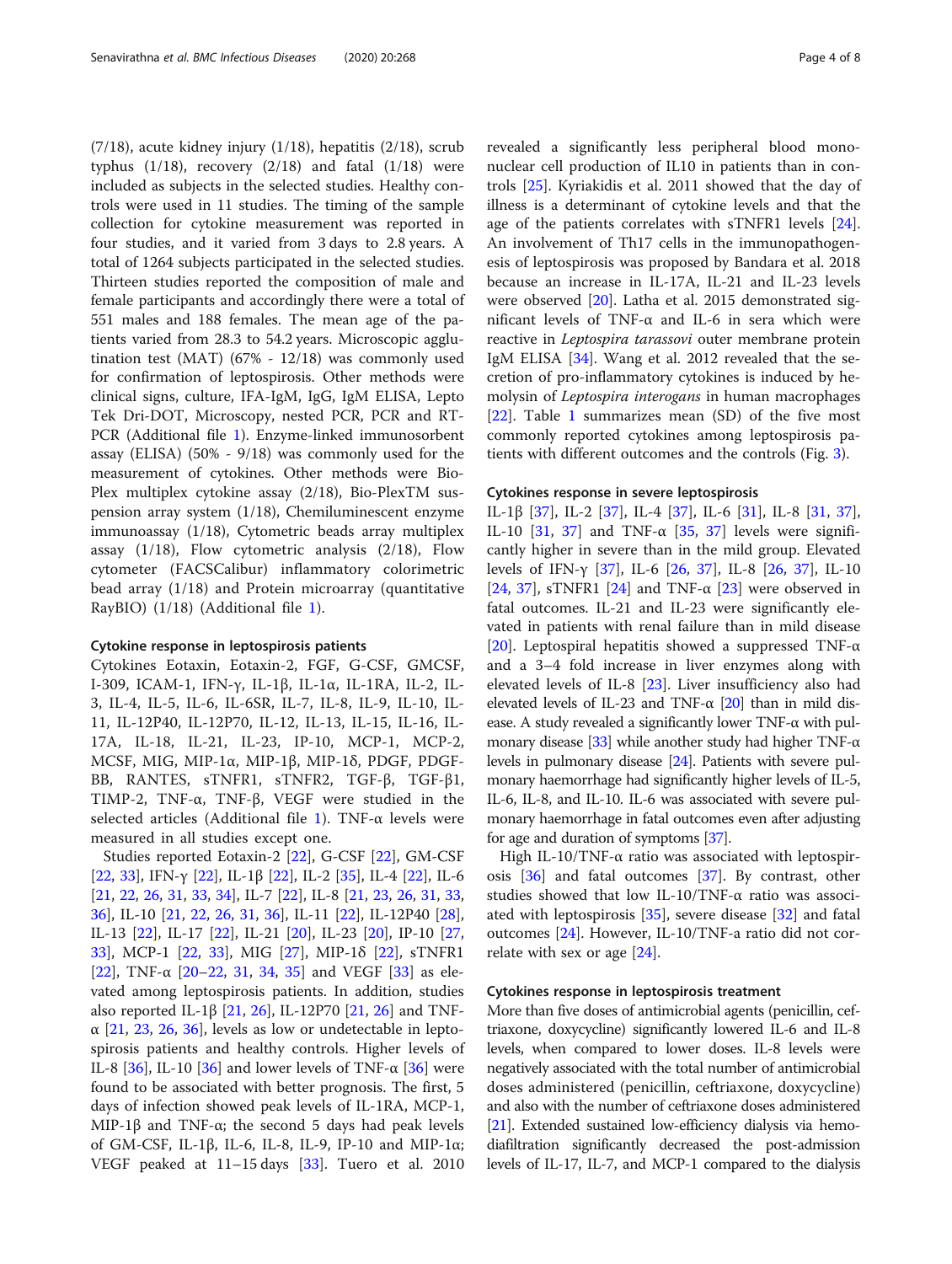(7/18), acute kidney injury (1/18), hepatitis (2/18), scrub typhus (1/18), recovery (2/18) and fatal (1/18) were included as subjects in the selected studies. Healthy controls were used in 11 studies. The timing of the sample collection for cytokine measurement was reported in four studies, and it varied from 3 days to 2.8 years. A total of 1264 subjects participated in the selected studies. Thirteen studies reported the composition of male and female participants and accordingly there were a total of 551 males and 188 females. The mean age of the patients varied from 28.3 to 54.2 years. Microscopic agglutination test (MAT) (67% - 12/18) was commonly used for confirmation of leptospirosis. Other methods were clinical signs, culture, IFA-IgM, IgG, IgM ELISA, Lepto Tek Dri-DOT, Microscopy, nested PCR, PCR and RT-PCR (Additional file 1). Enzyme-linked immunosorbent assay (ELISA) (50% - 9/18) was commonly used for the measurement of cytokines. Other methods were Bio-Plex multiplex cytokine assay (2/18), Bio-PlexTM suspension array system (1/18), Chemiluminescent enzyme immunoassay (1/18), Cytometric beads array multiplex assay (1/18), Flow cytometric analysis (2/18), Flow cytometer (FACSCalibur) inflammatory colorimetric bead array (1/18) and Protein microarray (quantitative RayBIO) (1/18) (Additional file 1).

### Cytokine response in leptospirosis patients

Cytokines Eotaxin, Eotaxin-2, FGF, G-CSF, GMCSF, I-309, ICAM-1, IFN-γ, IL-1β, IL-1α, IL-1RA, IL-2, IL-3, IL-4, IL-5, IL-6, IL-6SR, IL-7, IL-8, IL-9, IL-10, IL-11, IL-12P40, IL-12P70, IL-12, IL-13, IL-15, IL-16, IL-17A, IL-18, IL-21, IL-23, IP-10, MCP-1, MCP-2, MCSF, MIG, MIP-1α, MIP-1β, MIP-1δ, PDGF, PDGF-BB, RANTES, sTNFR1, sTNFR2, TGF-β, TGF-β1, TIMP-2, TNF-α, TNF-β, VEGF were studied in the selected articles (Additional file 1). TNF-α levels were measured in all studies except one.

Studies reported Eotaxin-2 [22], G-CSF [22], GM-CSF [22, 33], IFN-γ [22], IL-1β [22], IL-2 [35], IL-4 [22], IL-6 [21, 22, 26, 31, 33, 34], IL-7 [22], IL-8 [21, 23, 26, 31, 33, 36], IL-10 [21, 22, 26, 31, 36], IL-11 [22], IL-12P40 [28], IL-13 [22], IL-17 [22], IL-21 [20], IL-23 [20], IP-10 [27, 33], MCP-1 [22, 33], MIG [27], MIP-1δ [22], sTNFR1 [22], TNF-α [20–22, 31, 34, 35] and VEGF [33] as elevated among leptospirosis patients. In addition, studies also reported IL-1β [21, 26], IL-12P70 [21, 26] and TNF-α [21, 23, 26, 36], levels as low or undetectable in leptospirosis patients and healthy controls. Higher levels of IL-8 [36], IL-10 [36] and lower levels of TNF-α [36] were found to be associated with better prognosis. The first, 5 days of infection showed peak levels of IL-1RA, MCP-1, MIP-1β and TNF-α; the second 5 days had peak levels of GM-CSF, IL-1β, IL-6, IL-8, IL-9, IP-10 and MIP-1α; VEGF peaked at 11–15 days [33]. Tuero et al. 2010 revealed a significantly less peripheral blood mononuclear cell production of IL10 in patients than in controls [25]. Kyriakidis et al. 2011 showed that the day of illness is a determinant of cytokine levels and that the age of the patients correlates with sTNFR1 levels [24]. An involvement of Th17 cells in the immunopathogenesis of leptospirosis was proposed by Bandara et al. 2018 because an increase in IL-17A, IL-21 and IL-23 levels were observed [20]. Latha et al. 2015 demonstrated significant levels of TNF-α and IL-6 in sera which were reactive in *Leptospira tarassovi* outer membrane protein IgM ELISA [34]. Wang et al. 2012 revealed that the secretion of pro-inflammatory cytokines is induced by hemolysin of *Leptospira interogans* in human macrophages [22]. Table 1 summarizes mean (SD) of the five most commonly reported cytokines among leptospirosis patients with different outcomes and the controls (Fig. 3).

### Cytokines response in severe leptospirosis

IL-1β [37], IL-2 [37], IL-4 [37], IL-6 [31], IL-8 [31, 37], IL-10 [31, 37] and TNF-α [35, 37] levels were significantly higher in severe than in the mild group. Elevated levels of IFN-γ [37], IL-6 [26, 37], IL-8 [26, 37], IL-10 [24, 37], sTNFR1 [24] and TNF-α [23] were observed in fatal outcomes. IL-21 and IL-23 were significantly elevated in patients with renal failure than in mild disease [20]. Leptospiral hepatitis showed a suppressed TNF-α and a 3–4 fold increase in liver enzymes along with elevated levels of IL-8 [23]. Liver insufficiency also had elevated levels of IL-23 and TNF-α [20] than in mild disease. A study revealed a significantly lower TNF-α with pulmonary disease [33] while another study had higher TNF-α levels in pulmonary disease [24]. Patients with severe pulmonary haemorrhage had significantly higher levels of IL-5, IL-6, IL-8, and IL-10. IL-6 was associated with severe pulmonary haemorrhage in fatal outcomes even after adjusting for age and duration of symptoms [37].

High IL-10/TNF-α ratio was associated with leptospirosis [36] and fatal outcomes [37]. By contrast, other studies showed that low IL-10/TNF-α ratio was associated with leptospirosis [35], severe disease [32] and fatal outcomes [24]. However, IL-10/TNF-a ratio did not correlate with sex or age [24].

### Cytokines response in leptospirosis treatment

More than five doses of antimicrobial agents (penicillin, ceftriaxone, doxycycline) significantly lowered IL-6 and IL-8 levels, when compared to lower doses. IL-8 levels were negatively associated with the total number of antimicrobial doses administered (penicillin, ceftriaxone, doxycycline) and also with the number of ceftriaxone doses administered [21]. Extended sustained low-efficiency dialysis via hemodiafiltration significantly decreased the post-admission levels of IL-17, IL-7, and MCP-1 compared to the dialysis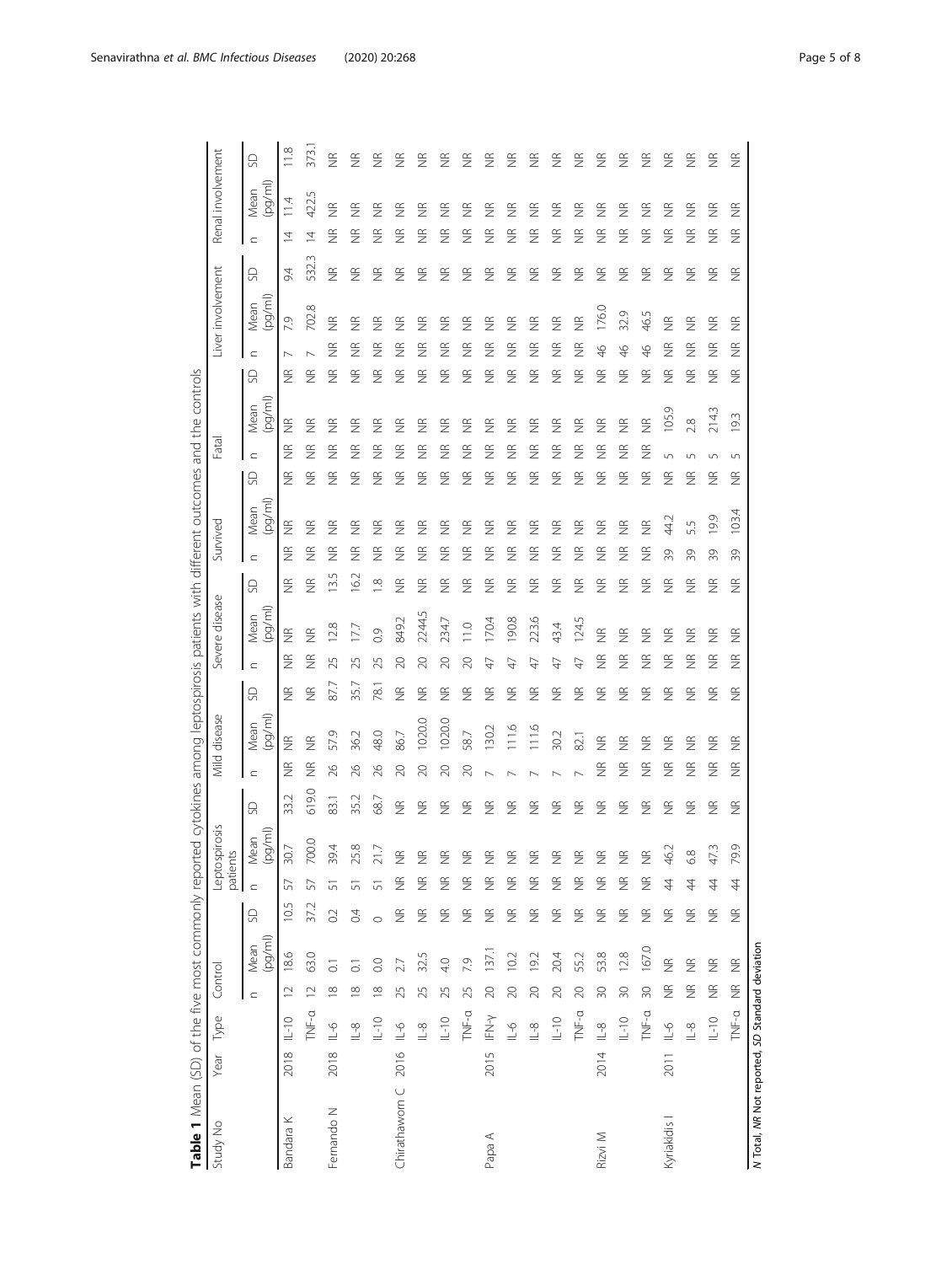**Table 1** Mean (SD) of the five most commonly reported cytokines among leptospirosis patients with different outcomes and the controls

| Study No | Year | Type | Control | | | Leptospirosis patients | | | Mild disease | | | Severe disease | | | Survived | | | Fatal | | | Liver involvement | | | Renal involvement | | |
|---|---|---|---|---|---|---|---|---|---|---|---|---|---|---|---|---|---|---|---|---|---|---|---|---|---|---|
| | | | n | Mean (pg/ml) | SD | n | Mean (pg/ml) | SD | n | Mean (pg/ml) | SD | n | Mean (pg/ml) | SD | n | Mean (pg/ml) | SD | n | Mean (pg/ml) | SD | n | Mean (pg/ml) | SD | n | Mean (pg/ml) | SD |
| Bandara K | 2018 | IL-10 | 12 | 18.6 | 10.5 | 57 | 30.7 | 33.2 | NR | NR | NR | NR | NR | NR | NR | NR | NR | NR | NR | NR | 7 | 7.9 | 9.4 | 14 | 11.4 | 11.8 |
| | | TNF-α | 12 | 63.0 | 37.2 | 57 | 700.0 | 619.0 | NR | NR | NR | NR | NR | NR | NR | NR | NR | NR | NR | NR | 7 | 702.8 | 532.3 | 14 | 422.5 | 373.1 |
| Fernando N | 2018 | IL-6 | 18 | 0.1 | 0.2 | 51 | 39.4 | 83.1 | 26 | 57.9 | 87.7 | 25 | 12.8 | 13.5 | NR | NR | NR | NR | NR | NR | NR | NR | NR | NR | NR | NR |
| | | IL-8 | 18 | 0.1 | 0.4 | 51 | 25.8 | 35.2 | 26 | 36.2 | 35.7 | 25 | 17.7 | 16.2 | NR | NR | NR | NR | NR | NR | NR | NR | NR | NR | NR | NR |
| | | IL-10 | 18 | 0.0 | 0 | 51 | 21.7 | 68.7 | 26 | 48.0 | 78.1 | 25 | 0.9 | 1.8 | NR | NR | NR | NR | NR | NR | NR | NR | NR | NR | NR | NR |
| Chirathaworn C | 2016 | IL-6 | 25 | 2.7 | NR | NR | NR | NR | 20 | 86.7 | NR | 20 | 849.2 | NR | NR | NR | NR | NR | NR | NR | NR | NR | NR | NR | NR | NR |
| | | IL-8 | 25 | 32.5 | NR | NR | NR | NR | 20 | 1020.0 | NR | 20 | 2244.5 | NR | NR | NR | NR | NR | NR | NR | NR | NR | NR | NR | NR | NR |
| | | IL-10 | 25 | 4.0 | NR | NR | NR | NR | 20 | 1020.0 | NR | 20 | 234.7 | NR | NR | NR | NR | NR | NR | NR | NR | NR | NR | NR | NR | NR |
| | | TNF-α | 25 | 7.9 | NR | NR | NR | NR | 20 | 58.7 | NR | 20 | 11.0 | NR | NR | NR | NR | NR | NR | NR | NR | NR | NR | NR | NR | NR |
| Papa A | 2015 | IFN-γ | 20 | 137.1 | NR | NR | NR | NR | 7 | 130.2 | NR | 47 | 170.4 | NR | NR | NR | NR | NR | NR | NR | NR | NR | NR | NR | NR | NR |
| | | IL-6 | 20 | 10.2 | NR | NR | NR | NR | 7 | 111.6 | NR | 47 | 190.8 | NR | NR | NR | NR | NR | NR | NR | NR | NR | NR | NR | NR | NR |
| | | IL-8 | 20 | 19.2 | NR | NR | NR | NR | 7 | 111.6 | NR | 47 | 223.6 | NR | NR | NR | NR | NR | NR | NR | NR | NR | NR | NR | NR | NR |
| | | IL-10 | 20 | 20.4 | NR | NR | NR | NR | 7 | 30.2 | NR | 47 | 43.4 | NR | NR | NR | NR | NR | NR | NR | NR | NR | NR | NR | NR | NR |
| | | TNF-α | 20 | 55.2 | NR | NR | NR | NR | 7 | 82.1 | NR | 47 | 124.5 | NR | NR | NR | NR | NR | NR | NR | NR | NR | NR | NR | NR | NR |
| Rizvi M | 2014 | IL-8 | 30 | 53.8 | NR | NR | NR | NR | NR | NR | NR | NR | NR | NR | NR | NR | NR | NR | NR | NR | 46 | 176.0 | NR | NR | NR | NR |
| | | IL-10 | 30 | 12.8 | NR | NR | NR | NR | NR | NR | NR | NR | NR | NR | NR | NR | NR | NR | NR | NR | 46 | 32.9 | NR | NR | NR | NR |
| | | TNF-α | 30 | 167.0 | NR | NR | NR | NR | NR | NR | NR | NR | NR | NR | NR | NR | NR | NR | NR | NR | 46 | 46.5 | NR | NR | NR | NR |
| Kyriakidis I | 2011 | IL-6 | NR | NR | NR | 44 | 46.2 | NR | NR | NR | NR | NR | NR | NR | 39 | 44.2 | NR | 5 | 105.9 | NR | NR | NR | NR | NR | NR | NR |
| | | IL-8 | NR | NR | NR | 44 | 6.8 | NR | NR | NR | NR | NR | NR | NR | 39 | 5.5 | NR | 5 | 2.8 | NR | NR | NR | NR | NR | NR | NR |
| | | IL-10 | NR | NR | NR | 44 | 47.3 | NR | NR | NR | NR | NR | NR | NR | 39 | 19.9 | NR | 5 | 214.3 | NR | NR | NR | NR | NR | NR | NR |
| | | TNF-α | NR | NR | NR | 44 | 79.9 | NR | NR | NR | NR | NR | NR | NR | 39 | 103.4 | NR | 5 | 19.3 | NR | NR | NR | NR | NR | NR | NR |

*N* Total, *NR* Not reported, *SD* Standard deviation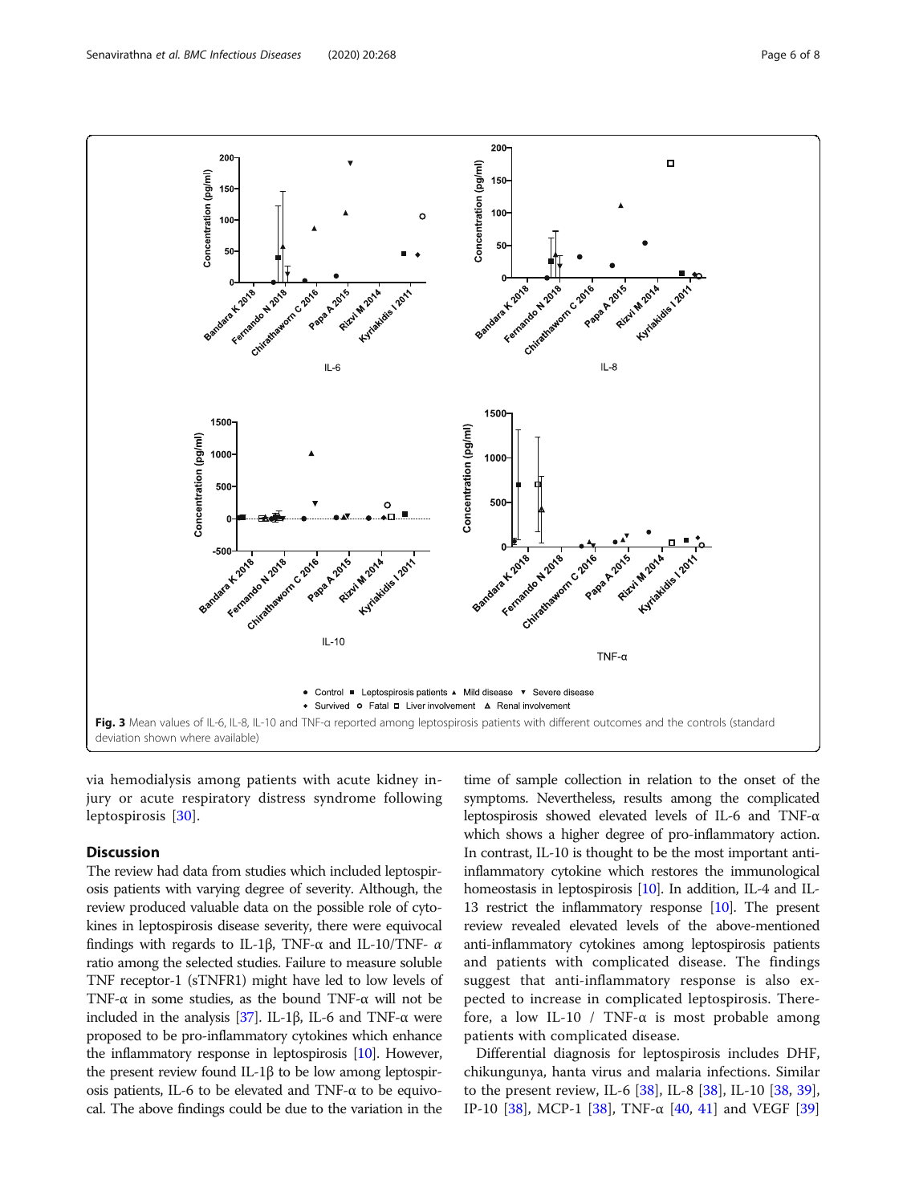Fig. 3 Mean values of IL-6, IL-8, IL-10 and TNF-α reported among leptospirosis patients with different outcomes and the controls (standard deviation shown where available)

via hemodialysis among patients with acute kidney injury or acute respiratory distress syndrome following leptospirosis [30].

## Discussion

The review had data from studies which included leptospirosis patients with varying degree of severity. Although, the review produced valuable data on the possible role of cytokines in leptospirosis disease severity, there were equivocal findings with regards to IL-1β, TNF-α and IL-10/TNF- *α* ratio among the selected studies. Failure to measure soluble TNF receptor-1 (sTNFR1) might have led to low levels of TNF-α in some studies, as the bound TNF-α will not be included in the analysis [37]. IL-1β, IL-6 and TNF-α were proposed to be pro-inflammatory cytokines which enhance the inflammatory response in leptospirosis [10]. However, the present review found IL-1β to be low among leptospirosis patients, IL-6 to be elevated and TNF-α to be equivocal. The above findings could be due to the variation in the time of sample collection in relation to the onset of the symptoms. Nevertheless, results among the complicated leptospirosis showed elevated levels of IL-6 and TNF-α which shows a higher degree of pro-inflammatory action. In contrast, IL-10 is thought to be the most important anti-inflammatory cytokine which restores the immunological homeostasis in leptospirosis [10]. In addition, IL-4 and IL-13 restrict the inflammatory response [10]. The present review revealed elevated levels of the above-mentioned anti-inflammatory cytokines among leptospirosis patients and patients with complicated disease. The findings suggest that anti-inflammatory response is also expected to increase in complicated leptospirosis. Therefore, a low IL-10 / TNF-α is most probable among patients with complicated disease.

Differential diagnosis for leptospirosis includes DHF, chikungunya, hanta virus and malaria infections. Similar to the present review, IL-6 [38], IL-8 [38], IL-10 [38, 39], IP-10 [38], MCP-1 [38], TNF-α [40, 41] and VEGF [39]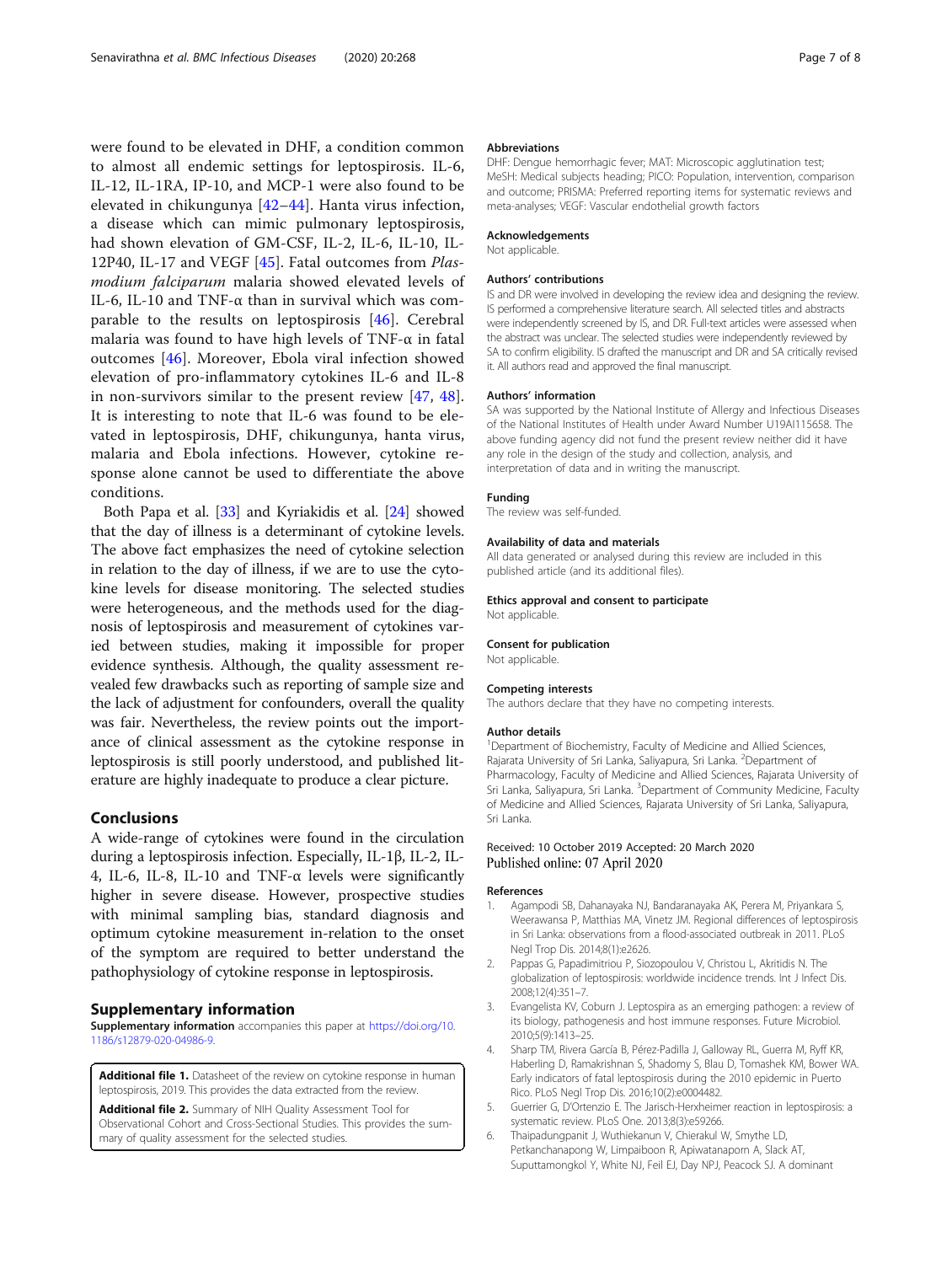were found to be elevated in DHF, a condition common to almost all endemic settings for leptospirosis. IL-6, IL-12, IL-1RA, IP-10, and MCP-1 were also found to be elevated in chikungunya [42–44]. Hanta virus infection, a disease which can mimic pulmonary leptospirosis, had shown elevation of GM-CSF, IL-2, IL-6, IL-10, IL-12P40, IL-17 and VEGF [45]. Fatal outcomes from *Plasmodium falciparum* malaria showed elevated levels of IL-6, IL-10 and TNF-α than in survival which was comparable to the results on leptospirosis [46]. Cerebral malaria was found to have high levels of TNF-α in fatal outcomes [46]. Moreover, Ebola viral infection showed elevation of pro-inflammatory cytokines IL-6 and IL-8 in non-survivors similar to the present review [47, 48]. It is interesting to note that IL-6 was found to be elevated in leptospirosis, DHF, chikungunya, hanta virus, malaria and Ebola infections. However, cytokine response alone cannot be used to differentiate the above conditions.

Both Papa et al. [33] and Kyriakidis et al. [24] showed that the day of illness is a determinant of cytokine levels. The above fact emphasizes the need of cytokine selection in relation to the day of illness, if we are to use the cytokine levels for disease monitoring. The selected studies were heterogeneous, and the methods used for the diagnosis of leptospirosis and measurement of cytokines varied between studies, making it impossible for proper evidence synthesis. Although, the quality assessment revealed few drawbacks such as reporting of sample size and the lack of adjustment for confounders, overall the quality was fair. Nevertheless, the review points out the importance of clinical assessment as the cytokine response in leptospirosis is still poorly understood, and published literature are highly inadequate to produce a clear picture.

## Conclusions

A wide-range of cytokines were found in the circulation during a leptospirosis infection. Especially, IL-1β, IL-2, IL-4, IL-6, IL-8, IL-10 and TNF-α levels were significantly higher in severe disease. However, prospective studies with minimal sampling bias, standard diagnosis and optimum cytokine measurement in-relation to the onset of the symptom are required to better understand the pathophysiology of cytokine response in leptospirosis.

## Supplementary information

**Supplementary information** accompanies this paper at https://doi.org/10.1186/s12879-020-04986-9.

**Additional file 1.** Datasheet of the review on cytokine response in human leptospirosis, 2019. This provides the data extracted from the review.

**Additional file 2.** Summary of NIH Quality Assessment Tool for Observational Cohort and Cross-Sectional Studies. This provides the summary of quality assessment for the selected studies.

### Abbreviations

DHF: Dengue hemorrhagic fever; MAT: Microscopic agglutination test; MeSH: Medical subjects heading; PICO: Population, intervention, comparison and outcome; PRISMA: Preferred reporting items for systematic reviews and meta-analyses; VEGF: Vascular endothelial growth factors

### Acknowledgements

Not applicable.

### Authors' contributions

IS and DR were involved in developing the review idea and designing the review. IS performed a comprehensive literature search. All selected titles and abstracts were independently screened by IS, and DR. Full-text articles were assessed when the abstract was unclear. The selected studies were independently reviewed by SA to confirm eligibility. IS drafted the manuscript and DR and SA critically revised it. All authors read and approved the final manuscript.

### Authors' information

SA was supported by the National Institute of Allergy and Infectious Diseases of the National Institutes of Health under Award Number U19AI115658. The above funding agency did not fund the present review neither did it have any role in the design of the study and collection, analysis, and interpretation of data and in writing the manuscript.

### Funding

The review was self-funded.

### Availability of data and materials

All data generated or analysed during this review are included in this published article (and its additional files).

### Ethics approval and consent to participate

Not applicable.

### Consent for publication

Not applicable.

### Competing interests

The authors declare that they have no competing interests.

### Author details

[1]Department of Biochemistry, Faculty of Medicine and Allied Sciences, Rajarata University of Sri Lanka, Saliyapura, Sri Lanka. [2]Department of Pharmacology, Faculty of Medicine and Allied Sciences, Rajarata University of Sri Lanka, Saliyapura, Sri Lanka. [3]Department of Community Medicine, Faculty of Medicine and Allied Sciences, Rajarata University of Sri Lanka, Saliyapura, Sri Lanka.

Received: 10 October 2019 Accepted: 20 March 2020
Published online: 07 April 2020

### References

1. Agampodi SB, Dahanayaka NJ, Bandaranayaka AK, Perera M, Priyankara S, Weerawansa P, Matthias MA, Vinetz JM. Regional differences of leptospirosis in Sri Lanka: observations from a flood-associated outbreak in 2011. PLoS Negl Trop Dis. 2014;8(1):e2626.
2. Pappas G, Papadimitriou P, Siozopoulou V, Christou L, Akritidis N. The globalization of leptospirosis: worldwide incidence trends. Int J Infect Dis. 2008;12(4):351–7.
3. Evangelista KV, Coburn J. Leptospira as an emerging pathogen: a review of its biology, pathogenesis and host immune responses. Future Microbiol. 2010;5(9):1413–25.
4. Sharp TM, Rivera García B, Pérez-Padilla J, Galloway RL, Guerra M, Ryff KR, Haberling D, Ramakrishnan S, Shadomy S, Blau D, Tomashek KM, Bower WA. Early indicators of fatal leptospirosis during the 2010 epidemic in Puerto Rico. PLoS Negl Trop Dis. 2016;10(2):e0004482.
5. Guerrier G, D'Ortenzio E. The Jarisch-Herxheimer reaction in leptospirosis: a systematic review. PLoS One. 2013;8(3):e59266.
6. Thaipadungpanit J, Wuthiekanun V, Chierakul W, Smythe LD, Petkanchanapong W, Limpaiboon R, Apiwatanaporn A, Slack AT, Suputtamongkol Y, White NJ, Feil EJ, Day NPJ, Peacock SJ. A dominant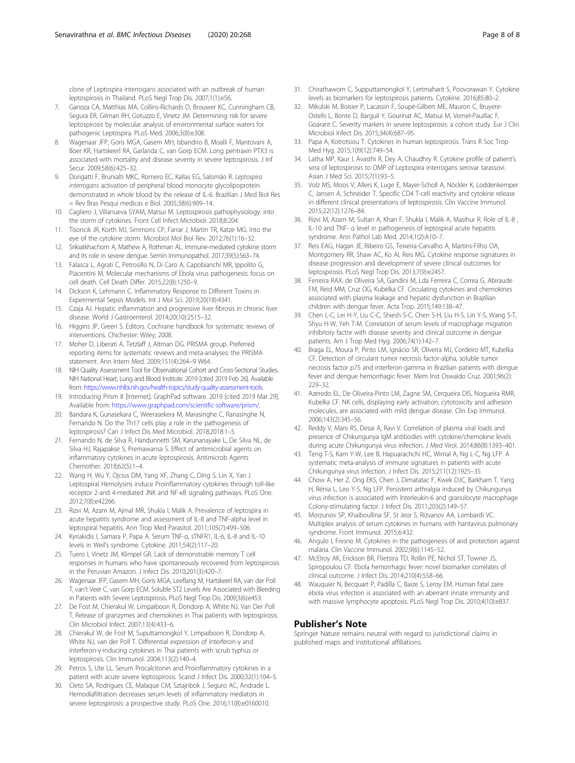clone of Leptospira interrogans associated with an outbreak of human leptospirosis in Thailand. PLoS Negl Trop Dis. 2007;1(1):e56.

7. Ganoza CA, Matthias MA, Collins-Richards D, Brouwer KC, Cunningham CB, Segura ER, Gilman RH, Gotuzzo E, Vinetz JM. Determining risk for severe leptospirosis by molecular analysis of environmental surface waters for pathogenic Leptospira. PLoS Med. 2006;3(8):e308.
8. Wagenaar JFP, Goris MGA, Gasem MH, Isbandrio B, Moalli F, Mantovani A, Boer KR, Hartskeerl RA, Garlanda C, van Gorp ECM. Long pentraxin PTX3 is associated with mortality and disease severity in severe leptospirosis. J Inf Secur. 2009;58(6):425–32.
9. Dorigatti F, Brunialti MKC, Romero EC, Kallas EG, Salomão R. *Leptospira interrogans* activation of peripheral blood monocyte glycolipoprotein demonstrated in whole blood by the release of IL-6. Brazilian J Med Biol Res = Rev Bras Pesqui medicas e Biol. 2005;38(6):909–14.
10. Cagliero J, Villanueva SYAM, Matsui M. Leptospirosis pathophysiology: into the storm of cytokines. Front Cell Infect Microbiol. 2018;8:204.
11. Tisoncik JR, Korth MJ, Simmons CP, Farrar J, Martin TR, Katze MG. Into the eye of the cytokine storm. Microbiol Mol Biol Rev. 2012;76(1):16–32.
12. Srikiatkhachorn A, Mathew A, Rothman AL. Immune-mediated cytokine storm and its role in severe dengue. Semin Immunopathol. 2017;39(5):563–74.
13. Falasca L, Agrati C, Petrosillo N, Di Caro A, Capobianchi MR, Ippolito G, Piacentini M. Molecular mechanisms of Ebola virus pathogenesis: focus on cell death. Cell Death Differ. 2015;22(8):1250–9.
14. Dickson K, Lehmann C. Inflammatory Response to Different Toxins in Experimental Sepsis Models. Int J Mol Sci. 2019;20(18):4341.
15. Czaja AJ. Hepatic inflammation and progressive liver fibrosis in chronic liver disease. World J Gastroenterol. 2014;20(10):2515–32.
16. Higgins JP, Green S. Editors. Cochrane handbook for systematic reviews of interventions. Chichester: Wiley; 2008.
17. Moher D, Liberati A, Tetzlaff J, Altman DG. PRISMA group. Preferred reporting items for systematic reviews and meta-analyses: the PRISMA statement. Ann Intern Med. 2009;151(4):264–9 W64.
18. NIH Quality Assessment Tool for Observational Cohort and Cross-Sectional Studies. NIH National Heart, Lung and Blood Institute. 2019 [cited 2019 Feb 26]. Available from: https://www.nhlbi.nih.gov/health-topics/study-quality-assessment-tools.
19. Introducing Prism 8 [Internet]. GraphPad software. 2019 [cited 2019 Mar 29]. Available from: https://www.graphpad.com/scientific-software/prism/.
20. Bandara K, Gunasekara C, Weerasekera M, Marasinghe C, Ranasinghe N, Fernando N. Do the Th17 cells play a role in the pathogenesis of leptospirosis? Can J Infect Dis Med Microbiol. 2018;2018:1–5.
21. Fernando N, de Silva R, Handunnetti SM, Karunanayake L, De Silva NL, de Silva HJ, Rajapakse S, Premawansa S. Effect of antimicrobial agents on inflammatory cytokines in acute leptospirosis. Antimicrob Agents Chemother. 2018;62(5):1–4.
22. Wang H, Wu Y, Ojcius DM, Yang XF, Zhang C, Ding S, Lin X, Yan J. Leptospiral Hemolysins induce Proinflammatory cytokines through toll-like receptor 2-and 4-mediated JNK and NF-κB signaling pathways. PLoS One. 2012;7(8):e42266.
23. Rizvi M, Azam M, Ajmal MR, Shukla I, Malik A. Prevalence of leptospira in acute hepatitis syndrome and assessment of IL-8 and TNF-alpha level in leptospiral hepatitis. Ann Trop Med Parasitol. 2011;105(7):499–506.
24. Kyriakidis I, Samara P, Papa A. Serum TNF-α, sTNFR1, IL-6, IL-8 and IL-10 levels in Weil's syndrome. Cytokine. 2011;54(2):117–20.
25. Tuero I, Vinetz JM, Klimpel GR. Lack of demonstrable memory T cell responses in humans who have spontaneously recovered from leptospirosis in the Peruvian Amazon. J Infect Dis. 2010;201(3):420–7.
26. Wagenaar JFP, Gasem MH, Goris MGA, Leeflang M, Hartskeerl RA, van der Poll T, van't Veer C, van Gorp ECM. Soluble ST2 Levels Are Associated with Bleeding in Patients with Severe Leptospirosis. PLoS Negl Trop Dis. 2009;3(6):e453.
27. De Fost M, Chierakul W, Limpaiboon R, Dondorp A, White NJ, Van Der Poll T. Release of granzymes and chemokines in Thai patients with leptospirosis. Clin Microbiol Infect. 2007;13(4):433–6.
28. Chierakul W, de Fost M, Suputtamongkol Y, Limpaiboon R, Dondorp A, White NJ, van der Poll T. Differential expression of interferon-γ and interferon-γ-inducing cytokines in Thai patients with scrub typhus or leptospirosis. Clin Immunol. 2004;113(2):140–4.
29. Petros S, Ute LL. Serum Procalcitonin and Proinflammatory cytokines in a patient with acute severe leptospirosis. Scand J Infect Dis. 2000;32(1):104–5.
30. Cleto SA, Rodrigues CE, Malaque CM, Sztajnbok J, Seguro AC, Andrade L. Hemodiafiltration decreases serum levels of inflammatory mediators in severe leptospirosis: a prospective study. PLoS One. 2016;11(8):e0160010.
31. Chirathaworn C, Supputtamongkol Y, Lertmaharit S, Poovorawan Y. Cytokine levels as biomarkers for leptospirosis patients. Cytokine. 2016;85:80–2.
32. Mikulski M, Boisier P, Lacassin F, Soupé-Gilbert ME, Mauron C, Bruyere-Ostells L, Bonte D, Barguil Y, Gourinat AC, Matsui M, Vernel-Pauillac F, Goarant C. Severity markers in severe leptospirosis: a cohort study. Eur J Clin Microbiol Infect Dis. 2015;34(4):687–95.
33. Papa A, Kotrotsiou T. Cytokines in human leptospirosis. Trans R Soc Trop Med Hyg. 2015;109(12):749–54.
34. Latha MP, Kaur I, Avasthi R, Dey A, Chaudhry R. Cytokine profile of patient's sera of leptospirosis to OMP of Leptospira interrogans serovar tarassovi. Asian J Med Sci. 2015;7(1):93–5.
35. Volz MS, Moos V, Allers K, Luge E, Mayer-Scholl A, Nöckler K, Loddenkemper C, Jansen A, Schneider T. Specific CD4 T-cell reactivity and cytokine release in different clinical presentations of leptospirosis. Clin Vaccine Immunol. 2015;22(12):1276–84.
36. Rizvi M, Azam M, Sultan A, Khan F, Shukla I, Malik A, Masihur R. Role of IL-8 , IL-10 and TNF- α level in pathogenesis of leptospiral acute hepatitis syndrome. Ann Pathol Lab Med. 2014;1(2):A10–7.
37. Reis EAG, Hagan JE, Ribeiro GS, Teixeira-Carvalho A, Martins-Filho OA, Montgomery RR, Shaw AC, Ko AI, Reis MG. Cytokine response signatures in disease progression and development of severe clinical outcomes for leptospirosis. PLoS Negl Trop Dis. 2013;7(9):e2457.
38. Ferreira RAX, de Oliveira SA, Gandini M, Lda Ferreira C, Correa G, Abiraude FM, Reid MM, Cruz OG, Kubelka CF. Circulating cytokines and chemokines associated with plasma leakage and hepatic dysfunction in Brazilian children with dengue fever. Acta Trop. 2015;149:138–47.
39. Chen L-C, Lei H-Y, Liu C-C, Shiesh S-C, Chen S-H, Liu H-S, Lin Y-S, Wang S-T, Shyu H-W, Yeh T-M. Correlation of serum levels of macrophage migration inhibitory factor with disease severity and clinical outcome in dengue patients. Am J Trop Med Hyg. 2006;74(1):142–7.
40. Braga EL, Moura P, Pinto LM, Ignácio SR, Oliveira MJ, Cordeiro MT, Kubelka CF. Detection of circulant tumor necrosis factor-alpha, soluble tumor necrosis factor p75 and interferon-gamma in Brazilian patients with dengue fever and dengue hemorrhagic fever. Mem Inst Oswaldo Cruz. 2001;96(2):229–32.
41. Azeredo EL, De Oliveira-Pinto LM, Zagne SM, Cerqueira DIS, Nogueira RMR, Kubelka CF. NK cells, displaying early activation, cytotoxicity and adhesion molecules, are associated with mild dengue disease. Clin Exp Immunol. 2006;143(2):345–56.
42. Reddy V, Mani RS, Desai A, Ravi V. Correlation of plasma viral loads and presence of Chikungunya IgM antibodies with cytokine/chemokine levels during acute Chikungunya virus infection. J Med Virol. 2014;86(8):1393–401.
43. Teng T-S, Kam Y-W, Lee B, Hapuarachchi HC, Wimal A, Ng L-C, Ng LFP. A systematic meta-analysis of immune signatures in patients with acute Chikungunya virus infection. J Infect Dis. 2015;211(12):1925–35.
44. Chow A, Her Z, Ong EKS, Chen J, Dimatatac F, Kwek DJC, Barkham T, Yang H, Rénia L, Leo Y-S, Ng LFP. Persistent arthralgia induced by Chikungunya virus infection is associated with Interleukin-6 and granulocyte macrophage Colony-stimulating factor. J Infect Dis. 2011;203(2):149–57.
45. Morzunov SP, Khaiboullina SF, St Jeor S, Rizvanov AA, Lombardi VC. Multiplex analysis of serum cytokines in humans with hantavirus pulmonary syndrome. Front Immunol. 2015;6:432.
46. Angulo I, Fresno M. Cytokines in the pathogenesis of and protection against malaria. Clin Vaccine Immunol. 2002;9(6):1145–52.
47. McElroy AK, Erickson BR, Flietstra TD, Rollin PE, Nichol ST, Towner JS, Spiropoulou CF. Ebola hemorrhagic fever: novel biomarker correlates of clinical outcome. J Infect Dis. 2014;210(4):558–66.
48. Wauquier N, Becquart P, Padilla C, Baize S, Leroy EM. Human fatal zaire ebola virus infection is associated with an aberrant innate immunity and with massive lymphocyte apoptosis. PLoS Negl Trop Dis. 2010;4(10):e837.

## Publisher's Note

Springer Nature remains neutral with regard to jurisdictional claims in published maps and institutional affiliations.